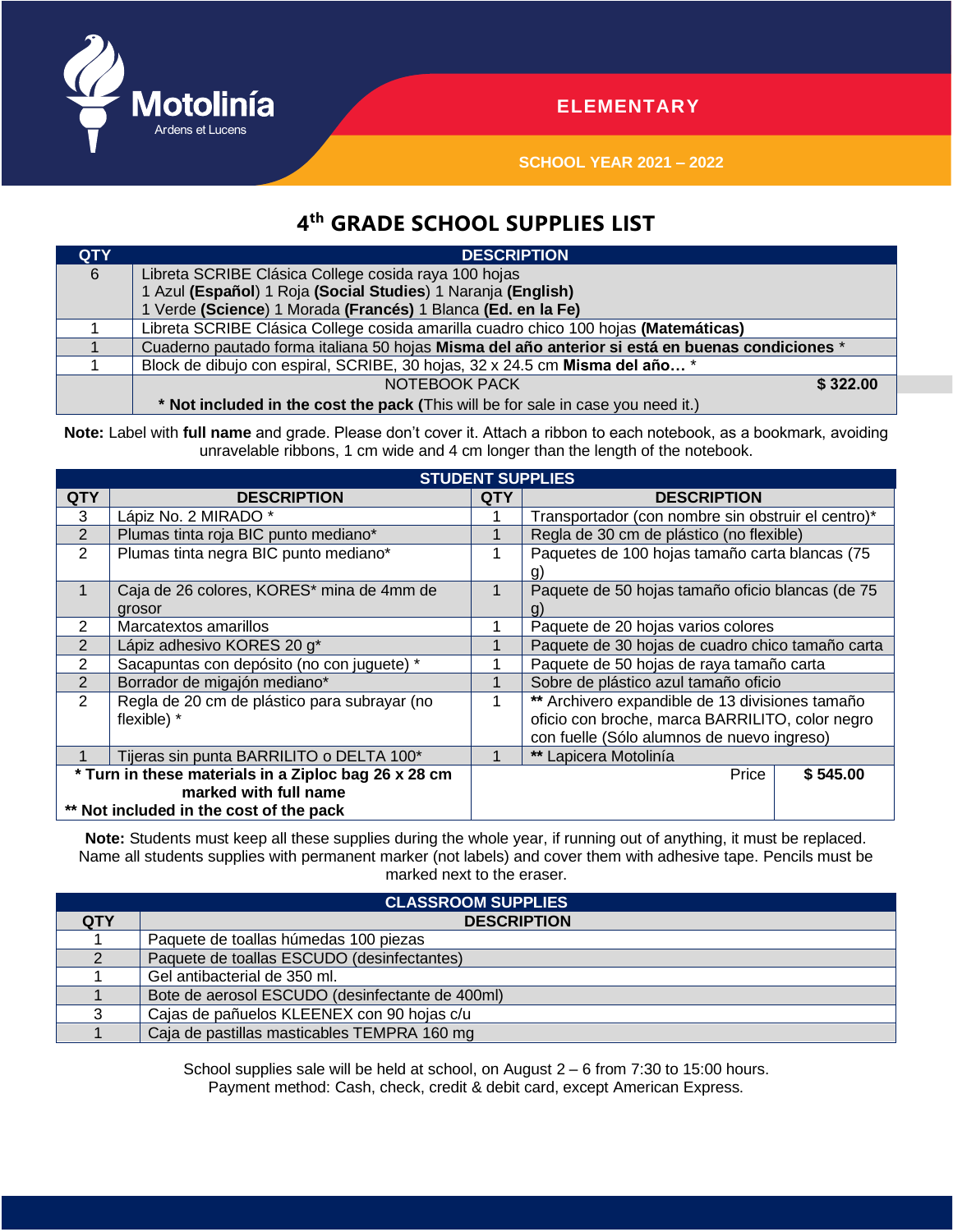Motolinía
Ardens et Lucens

ELEMENTARY

SCHOOL YEAR 2021 – 2022

# 4th GRADE SCHOOL SUPPLIES LIST

| QTY | DESCRIPTION |
|---|---|
| 6 | Libreta SCRIBE Clásica College cosida raya 100 hojas<br>1 Azul **(Español)** 1 Roja **(Social Studies)** 1 Naranja **(English)**<br>1 Verde **(Science)** 1 Morada **(Francés)** 1 Blanca **(Ed. en la Fe)** |
| 1 | Libreta SCRIBE Clásica College cosida amarilla cuadro chico 100 hojas **(Matemáticas)** |
| 1 | Cuaderno pautado forma italiana 50 hojas **Misma del año anterior si está en buenas condiciones** * |
| 1 | Block de dibujo con espiral, SCRIBE, 30 hojas, 32 x 24.5 cm **Misma del año…** * |
| | NOTEBOOK PACK **$ 322.00**<br>**\* Not included in the cost the pack** (This will be for sale in case you need it.) |

**Note:** Label with **full name** and grade. Please don't cover it. Attach a ribbon to each notebook, as a bookmark, avoiding unravelable ribbons, 1 cm wide and 4 cm longer than the length of the notebook.

| STUDENT SUPPLIES | | | |
|---|---|---|---|
| **QTY** | **DESCRIPTION** | **QTY** | **DESCRIPTION** |
| 3 | Lápiz No. 2 MIRADO * | 1 | Transportador (con nombre sin obstruir el centro)* |
| 2 | Plumas tinta roja BIC punto mediano* | 1 | Regla de 30 cm de plástico (no flexible) |
| 2 | Plumas tinta negra BIC punto mediano* | 1 | Paquetes de 100 hojas tamaño carta blancas (75 g) |
| 1 | Caja de 26 colores, KORES* mina de 4mm de grosor | 1 | Paquete de 50 hojas tamaño oficio blancas (de 75 g) |
| 2 | Marcatextos amarillos | 1 | Paquete de 20 hojas varios colores |
| 2 | Lápiz adhesivo KORES 20 g* | 1 | Paquete de 30 hojas de cuadro chico tamaño carta |
| 2 | Sacapuntas con depósito (no con juguete) * | 1 | Paquete de 50 hojas de raya tamaño carta |
| 2 | Borrador de migajón mediano* | 1 | Sobre de plástico azul tamaño oficio |
| 2 | Regla de 20 cm de plástico para subrayar (no flexible) * | 1 | ** Archivero expandible de 13 divisiones tamaño oficio con broche, marca BARRILITO, color negro con fuelle (Sólo alumnos de nuevo ingreso) |
| 1 | Tijeras sin punta BARRILITO o DELTA 100* | 1 | ** Lapicera Motolinía |
| **\* Turn in these materials in a Ziploc bag 26 x 28 cm marked with full name**<br>**\*\* Not included in the cost of the pack** | | Price | **$ 545.00** |

**Note:** Students must keep all these supplies during the whole year, if running out of anything, it must be replaced. Name all students supplies with permanent marker (not labels) and cover them with adhesive tape. Pencils must be marked next to the eraser.

| CLASSROOM SUPPLIES | |
|---|---|
| **QTY** | **DESCRIPTION** |
| 1 | Paquete de toallas húmedas 100 piezas |
| 2 | Paquete de toallas ESCUDO (desinfectantes) |
| 1 | Gel antibacterial de 350 ml. |
| 1 | Bote de aerosol ESCUDO (desinfectante de 400ml) |
| 3 | Cajas de pañuelos KLEENEX con 90 hojas c/u |
| 1 | Caja de pastillas masticables TEMPRA 160 mg |

School supplies sale will be held at school, on August 2 – 6 from 7:30 to 15:00 hours.
Payment method: Cash, check, credit & debit card, except American Express.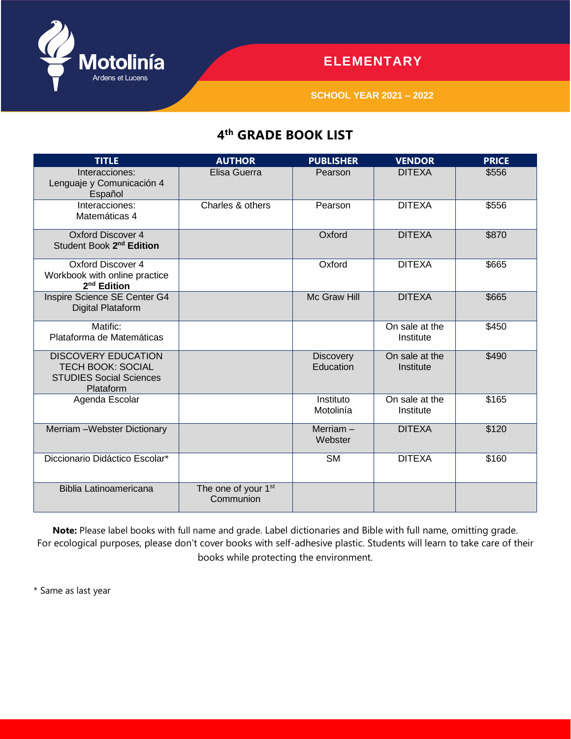Motolinía

Ardens et Lucens

ELEMENTARY

SCHOOL YEAR 2021 – 2022

# 4th GRADE BOOK LIST

| TITLE | AUTHOR | PUBLISHER | VENDOR | PRICE |
|---|---|---|---|---|
| Interacciones: Lenguaje y Comunicación 4 Español | Elisa Guerra | Pearson | DITEXA | $556 |
| Interacciones: Matemáticas 4 | Charles & others | Pearson | DITEXA | $556 |
| Oxford Discover 4 Student Book **2nd Edition** | | Oxford | DITEXA | $870 |
| Oxford Discover 4 Workbook with online practice **2nd Edition** | | Oxford | DITEXA | $665 |
| Inspire Science SE Center G4 Digital Plataform | | Mc Graw Hill | DITEXA | $665 |
| Matific: Plataforma de Matemáticas | | | On sale at the Institute | $450 |
| DISCOVERY EDUCATION TECH BOOK: SOCIAL STUDIES Social Sciences Plataform | | Discovery Education | On sale at the Institute | $490 |
| Agenda Escolar | | Instituto Motolinía | On sale at the Institute | $165 |
| Merriam –Webster Dictionary | | Merriam – Webster | DITEXA | $120 |
| Diccionario Didáctico Escolar* | | SM | DITEXA | $160 |
| Biblia Latinoamericana | The one of your 1st Communion | | | |

**Note:** Please label books with full name and grade. Label dictionaries and Bible with full name, omitting grade. For ecological purposes, please don't cover books with self-adhesive plastic. Students will learn to take care of their books while protecting the environment.

* Same as last year